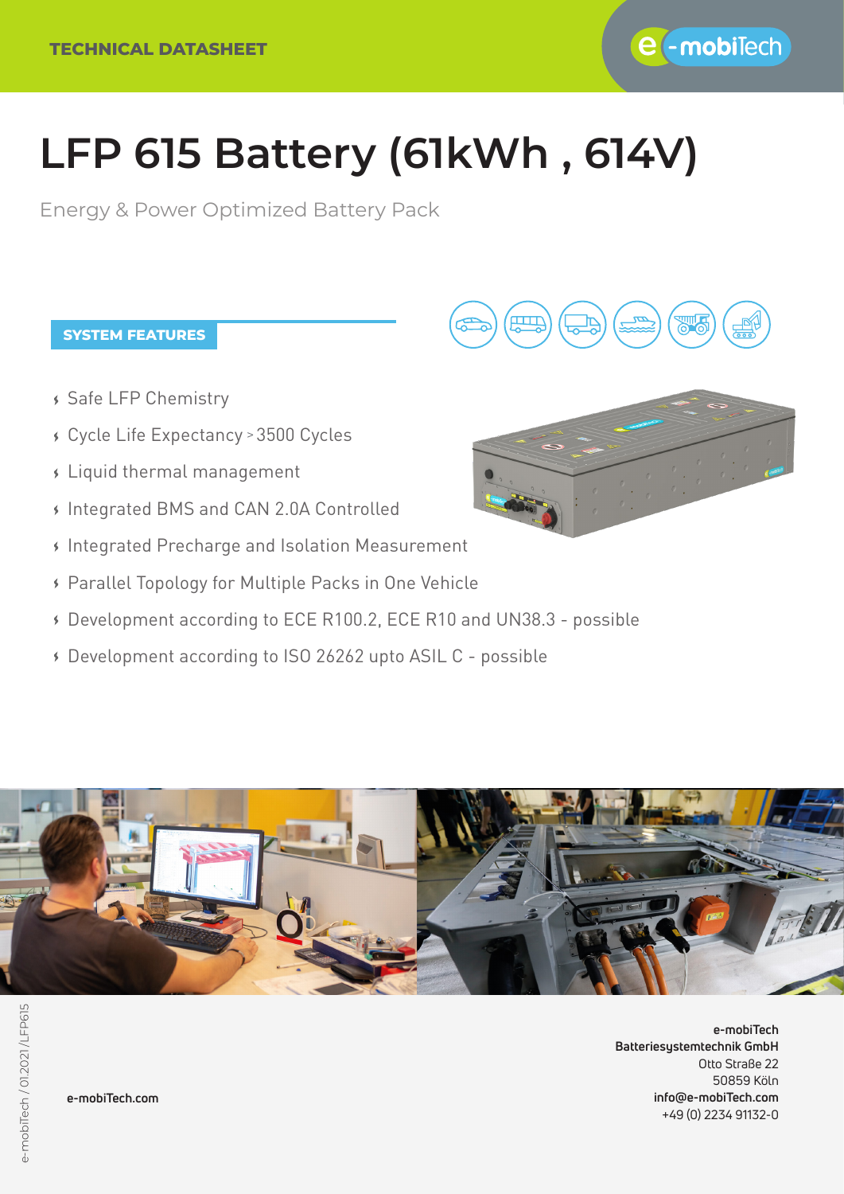TECHNICAL DATASHEET

# LFP 615 Battery (61kWh , 614V)

Energy & Power Optimized Battery Pack

## SYSTEM FEATURES

- Safe LFP Chemistry
- Cycle Life Expectancy > 3500 Cycles
- Liquid thermal management
- Integrated BMS and CAN 2.0A Controlled
- Integrated Precharge and Isolation Measurement
- Parallel Topology for Multiple Packs in One Vehicle
- Development according to ECE R100.2, ECE R10 and UN38.3 - possible
- Development according to ISO 26262 upto ASIL C - possible

e-mobiTech.com

**e-mobiTech**
**Batteriesystemtechnik GmbH**
Otto Straße 22
50859 Köln
**info@e-mobiTech.com**
+49 (0) 2234 91132-0

e-mobiTech / 01.2021 / LFP615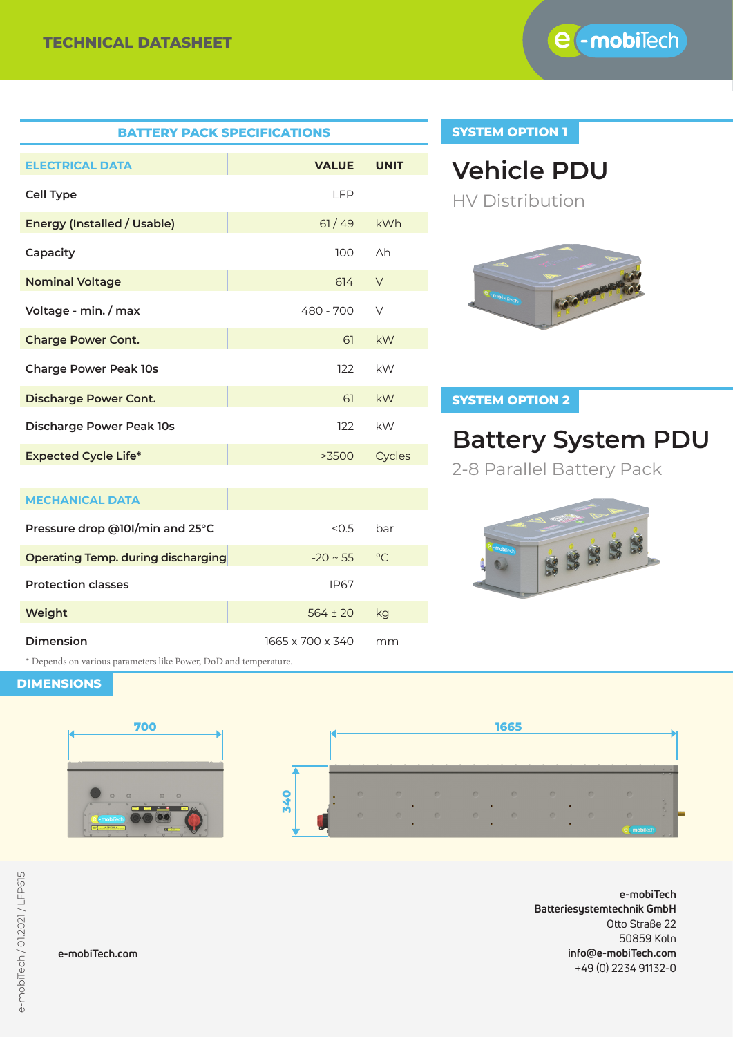# TECHNICAL DATASHEET

## BATTERY PACK SPECIFICATIONS

| ELECTRICAL DATA | VALUE | UNIT |
|---|---|---|
| Cell Type | LFP | |
| Energy (Installed / Usable) | 61 / 49 | kWh |
| Capacity | 100 | Ah |
| Nominal Voltage | 614 | V |
| Voltage - min. / max | 480 - 700 | V |
| Charge Power Cont. | 61 | kW |
| Charge Power Peak 10s | 122 | kW |
| Discharge Power Cont. | 61 | kW |
| Discharge Power Peak 10s | 122 | kW |
| Expected Cycle Life* | >3500 | Cycles |

| MECHANICAL DATA | | |
|---|---|---|
| Pressure drop @10l/min and 25°C | <0.5 | bar |
| Operating Temp. during discharging | -20 ~ 55 | °C |
| Protection classes | IP67 | |
| Weight | 564 ± 20 | kg |
| Dimension | 1665 x 700 x 340 | mm |

* Depends on various parameters like Power, DoD and temperature.

## SYSTEM OPTION 1

### Vehicle PDU

HV Distribution

## SYSTEM OPTION 2

### Battery System PDU

2-8 Parallel Battery Pack

## DIMENSIONS

700

1665

340

e-mobiTech.com

**e-mobiTech**
**Batteriesystemtechnik GmbH**
Otto Straße 22
50859 Köln
**info@e-mobiTech.com**
+49 (0) 2234 91132-0

e-mobiTech / 01.2021 / LFP615